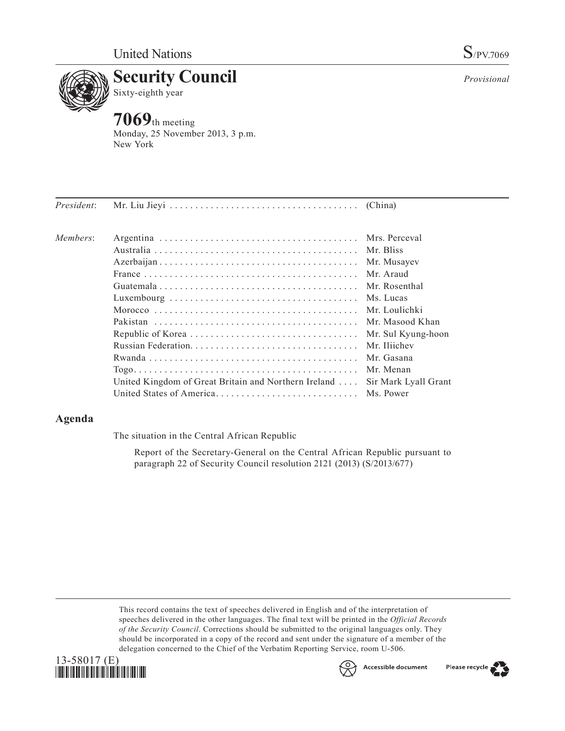United Nations

S/PV.7069

# Security Council

Sixty-eighth year

*Provisional*

## 7069th meeting

Monday, 25 November 2013, 3 p.m.
New York

| | | |
|---|---|---|
| *President*: | Mr. Liu Jieyi | (China) |
| *Members*: | Argentina | Mrs. Perceval |
| | Australia | Mr. Bliss |
| | Azerbaijan | Mr. Musayev |
| | France | Mr. Araud |
| | Guatemala | Mr. Rosenthal |
| | Luxembourg | Ms. Lucas |
| | Morocco | Mr. Loulichki |
| | Pakistan | Mr. Masood Khan |
| | Republic of Korea | Mr. Sul Kyung-hoon |
| | Russian Federation | Mr. Iliichev |
| | Rwanda | Mr. Gasana |
| | Togo | Mr. Menan |
| | United Kingdom of Great Britain and Northern Ireland | Sir Mark Lyall Grant |
| | United States of America | Ms. Power |

## Agenda

The situation in the Central African Republic

Report of the Secretary-General on the Central African Republic pursuant to paragraph 22 of Security Council resolution 2121 (2013) (S/2013/677)

This record contains the text of speeches delivered in English and of the interpretation of speeches delivered in the other languages. The final text will be printed in the *Official Records of the Security Council*. Corrections should be submitted to the original languages only. They should be incorporated in a copy of the record and sent under the signature of a member of the delegation concerned to the Chief of the Verbatim Reporting Service, room U-506.

13-58017 (E)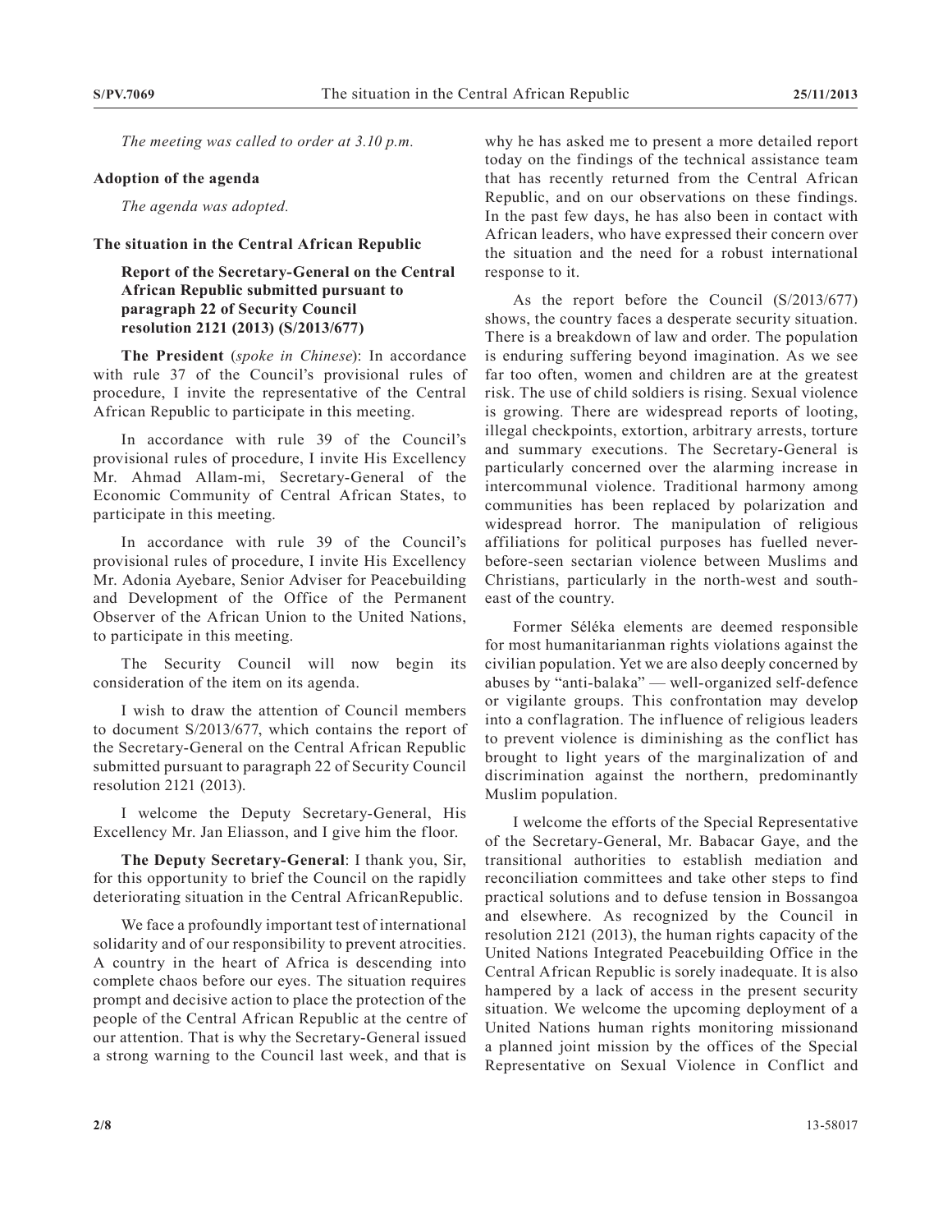*The meeting was called to order at 3.10 p.m.*

**Adoption of the agenda**

*The agenda was adopted.*

**The situation in the Central African Republic**

**Report of the Secretary-General on the Central African Republic submitted pursuant to paragraph 22 of Security Council resolution 2121 (2013) (S/2013/677)**

**The President** (*spoke in Chinese*): In accordance with rule 37 of the Council's provisional rules of procedure, I invite the representative of the Central African Republic to participate in this meeting.

In accordance with rule 39 of the Council's provisional rules of procedure, I invite His Excellency Mr. Ahmad Allam-mi, Secretary-General of the Economic Community of Central African States, to participate in this meeting.

In accordance with rule 39 of the Council's provisional rules of procedure, I invite His Excellency Mr. Adonia Ayebare, Senior Adviser for Peacebuilding and Development of the Office of the Permanent Observer of the African Union to the United Nations, to participate in this meeting.

The Security Council will now begin its consideration of the item on its agenda.

I wish to draw the attention of Council members to document S/2013/677, which contains the report of the Secretary-General on the Central African Republic submitted pursuant to paragraph 22 of Security Council resolution 2121 (2013).

I welcome the Deputy Secretary-General, His Excellency Mr. Jan Eliasson, and I give him the floor.

**The Deputy Secretary-General**: I thank you, Sir, for this opportunity to brief the Council on the rapidly deteriorating situation in the Central AfricanRepublic.

We face a profoundly important test of international solidarity and of our responsibility to prevent atrocities. A country in the heart of Africa is descending into complete chaos before our eyes. The situation requires prompt and decisive action to place the protection of the people of the Central African Republic at the centre of our attention. That is why the Secretary-General issued a strong warning to the Council last week, and that is why he has asked me to present a more detailed report today on the findings of the technical assistance team that has recently returned from the Central African Republic, and on our observations on these findings. In the past few days, he has also been in contact with African leaders, who have expressed their concern over the situation and the need for a robust international response to it.

As the report before the Council (S/2013/677) shows, the country faces a desperate security situation. There is a breakdown of law and order. The population is enduring suffering beyond imagination. As we see far too often, women and children are at the greatest risk. The use of child soldiers is rising. Sexual violence is growing. There are widespread reports of looting, illegal checkpoints, extortion, arbitrary arrests, torture and summary executions. The Secretary-General is particularly concerned over the alarming increase in intercommunal violence. Traditional harmony among communities has been replaced by polarization and widespread horror. The manipulation of religious affiliations for political purposes has fuelled never-before-seen sectarian violence between Muslims and Christians, particularly in the north-west and south-east of the country.

Former Séléka elements are deemed responsible for most humanitarianman rights violations against the civilian population. Yet we are also deeply concerned by abuses by "anti-balaka" — well-organized self-defence or vigilante groups. This confrontation may develop into a conflagration. The influence of religious leaders to prevent violence is diminishing as the conflict has brought to light years of the marginalization of and discrimination against the northern, predominantly Muslim population.

I welcome the efforts of the Special Representative of the Secretary-General, Mr. Babacar Gaye, and the transitional authorities to establish mediation and reconciliation committees and take other steps to find practical solutions and to defuse tension in Bossangoa and elsewhere. As recognized by the Council in resolution 2121 (2013), the human rights capacity of the United Nations Integrated Peacebuilding Office in the Central African Republic is sorely inadequate. It is also hampered by a lack of access in the present security situation. We welcome the upcoming deployment of a United Nations human rights monitoring missionand a planned joint mission by the offices of the Special Representative on Sexual Violence in Conflict and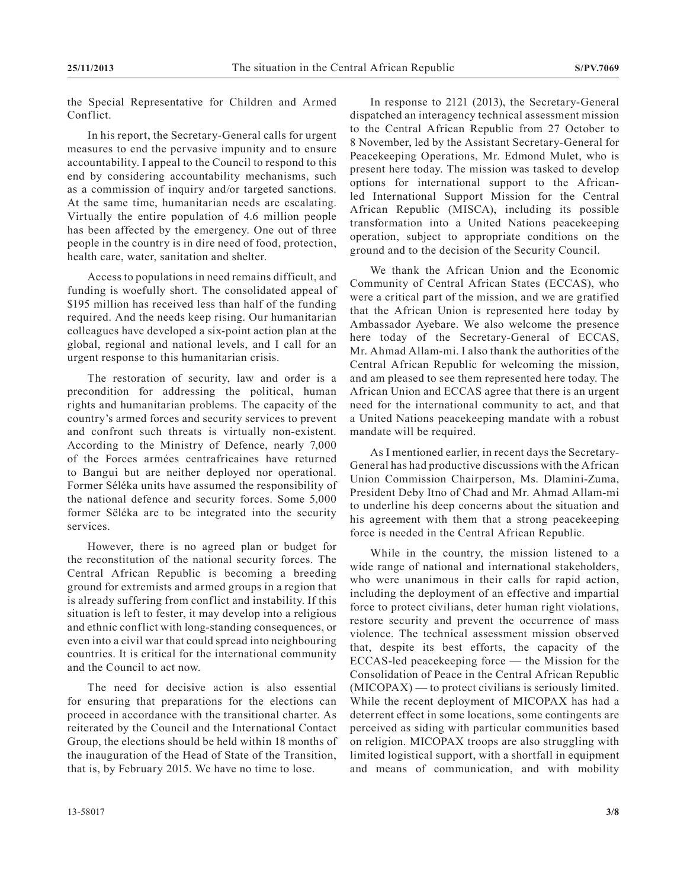the Special Representative for Children and Armed Conflict.

In his report, the Secretary-General calls for urgent measures to end the pervasive impunity and to ensure accountability. I appeal to the Council to respond to this end by considering accountability mechanisms, such as a commission of inquiry and/or targeted sanctions. At the same time, humanitarian needs are escalating. Virtually the entire population of 4.6 million people has been affected by the emergency. One out of three people in the country is in dire need of food, protection, health care, water, sanitation and shelter.

Access to populations in need remains difficult, and funding is woefully short. The consolidated appeal of \$195 million has received less than half of the funding required. And the needs keep rising. Our humanitarian colleagues have developed a six-point action plan at the global, regional and national levels, and I call for an urgent response to this humanitarian crisis.

The restoration of security, law and order is a precondition for addressing the political, human rights and humanitarian problems. The capacity of the country's armed forces and security services to prevent and confront such threats is virtually non-existent. According to the Ministry of Defence, nearly 7,000 of the Forces armées centrafricaines have returned to Bangui but are neither deployed nor operational. Former Séléka units have assumed the responsibility of the national defence and security forces. Some 5,000 former Sëléka are to be integrated into the security services.

However, there is no agreed plan or budget for the reconstitution of the national security forces. The Central African Republic is becoming a breeding ground for extremists and armed groups in a region that is already suffering from conflict and instability. If this situation is left to fester, it may develop into a religious and ethnic conflict with long-standing consequences, or even into a civil war that could spread into neighbouring countries. It is critical for the international community and the Council to act now.

The need for decisive action is also essential for ensuring that preparations for the elections can proceed in accordance with the transitional charter. As reiterated by the Council and the International Contact Group, the elections should be held within 18 months of the inauguration of the Head of State of the Transition, that is, by February 2015. We have no time to lose.

In response to 2121 (2013), the Secretary-General dispatched an interagency technical assessment mission to the Central African Republic from 27 October to 8 November, led by the Assistant Secretary-General for Peacekeeping Operations, Mr. Edmond Mulet, who is present here today. The mission was tasked to develop options for international support to the African-led International Support Mission for the Central African Republic (MISCA), including its possible transformation into a United Nations peacekeeping operation, subject to appropriate conditions on the ground and to the decision of the Security Council.

We thank the African Union and the Economic Community of Central African States (ECCAS), who were a critical part of the mission, and we are gratified that the African Union is represented here today by Ambassador Ayebare. We also welcome the presence here today of the Secretary-General of ECCAS, Mr. Ahmad Allam-mi. I also thank the authorities of the Central African Republic for welcoming the mission, and am pleased to see them represented here today. The African Union and ECCAS agree that there is an urgent need for the international community to act, and that a United Nations peacekeeping mandate with a robust mandate will be required.

As I mentioned earlier, in recent days the Secretary-General has had productive discussions with the African Union Commission Chairperson, Ms. Dlamini-Zuma, President Deby Itno of Chad and Mr. Ahmad Allam-mi to underline his deep concerns about the situation and his agreement with them that a strong peacekeeping force is needed in the Central African Republic.

While in the country, the mission listened to a wide range of national and international stakeholders, who were unanimous in their calls for rapid action, including the deployment of an effective and impartial force to protect civilians, deter human right violations, restore security and prevent the occurrence of mass violence. The technical assessment mission observed that, despite its best efforts, the capacity of the ECCAS-led peacekeeping force — the Mission for the Consolidation of Peace in the Central African Republic (MICOPAX) — to protect civilians is seriously limited. While the recent deployment of MICOPAX has had a deterrent effect in some locations, some contingents are perceived as siding with particular communities based on religion. MICOPAX troops are also struggling with limited logistical support, with a shortfall in equipment and means of communication, and with mobility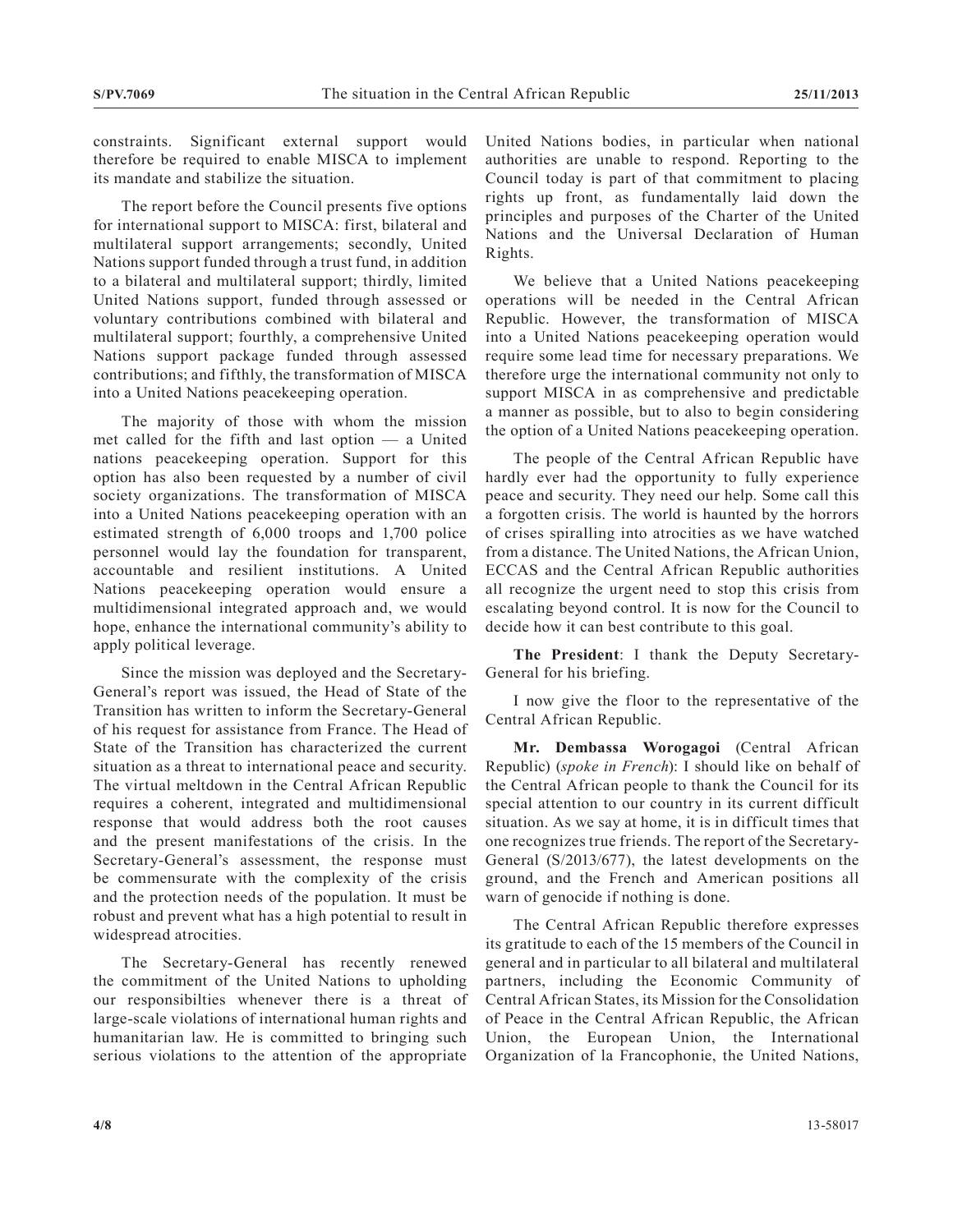constraints. Significant external support would therefore be required to enable MISCA to implement its mandate and stabilize the situation.

The report before the Council presents five options for international support to MISCA: first, bilateral and multilateral support arrangements; secondly, United Nations support funded through a trust fund, in addition to a bilateral and multilateral support; thirdly, limited United Nations support, funded through assessed or voluntary contributions combined with bilateral and multilateral support; fourthly, a comprehensive United Nations support package funded through assessed contributions; and fifthly, the transformation of MISCA into a United Nations peacekeeping operation.

The majority of those with whom the mission met called for the fifth and last option — a United nations peacekeeping operation. Support for this option has also been requested by a number of civil society organizations. The transformation of MISCA into a United Nations peacekeeping operation with an estimated strength of 6,000 troops and 1,700 police personnel would lay the foundation for transparent, accountable and resilient institutions. A United Nations peacekeeping operation would ensure a multidimensional integrated approach and, we would hope, enhance the international community's ability to apply political leverage.

Since the mission was deployed and the Secretary-General's report was issued, the Head of State of the Transition has written to inform the Secretary-General of his request for assistance from France. The Head of State of the Transition has characterized the current situation as a threat to international peace and security. The virtual meltdown in the Central African Republic requires a coherent, integrated and multidimensional response that would address both the root causes and the present manifestations of the crisis. In the Secretary-General's assessment, the response must be commensurate with the complexity of the crisis and the protection needs of the population. It must be robust and prevent what has a high potential to result in widespread atrocities.

The Secretary-General has recently renewed the commitment of the United Nations to upholding our responsibilties whenever there is a threat of large-scale violations of international human rights and humanitarian law. He is committed to bringing such serious violations to the attention of the appropriate United Nations bodies, in particular when national authorities are unable to respond. Reporting to the Council today is part of that commitment to placing rights up front, as fundamentally laid down the principles and purposes of the Charter of the United Nations and the Universal Declaration of Human Rights.

We believe that a United Nations peacekeeping operations will be needed in the Central African Republic. However, the transformation of MISCA into a United Nations peacekeeping operation would require some lead time for necessary preparations. We therefore urge the international community not only to support MISCA in as comprehensive and predictable a manner as possible, but to also to begin considering the option of a United Nations peacekeeping operation.

The people of the Central African Republic have hardly ever had the opportunity to fully experience peace and security. They need our help. Some call this a forgotten crisis. The world is haunted by the horrors of crises spiralling into atrocities as we have watched from a distance. The United Nations, the African Union, ECCAS and the Central African Republic authorities all recognize the urgent need to stop this crisis from escalating beyond control. It is now for the Council to decide how it can best contribute to this goal.

**The President**: I thank the Deputy Secretary-General for his briefing.

I now give the floor to the representative of the Central African Republic.

**Mr. Dembassa Worogagoi** (Central African Republic) (*spoke in French*): I should like on behalf of the Central African people to thank the Council for its special attention to our country in its current difficult situation. As we say at home, it is in difficult times that one recognizes true friends. The report of the Secretary-General (S/2013/677), the latest developments on the ground, and the French and American positions all warn of genocide if nothing is done.

The Central African Republic therefore expresses its gratitude to each of the 15 members of the Council in general and in particular to all bilateral and multilateral partners, including the Economic Community of Central African States, its Mission for the Consolidation of Peace in the Central African Republic, the African Union, the European Union, the International Organization of la Francophonie, the United Nations,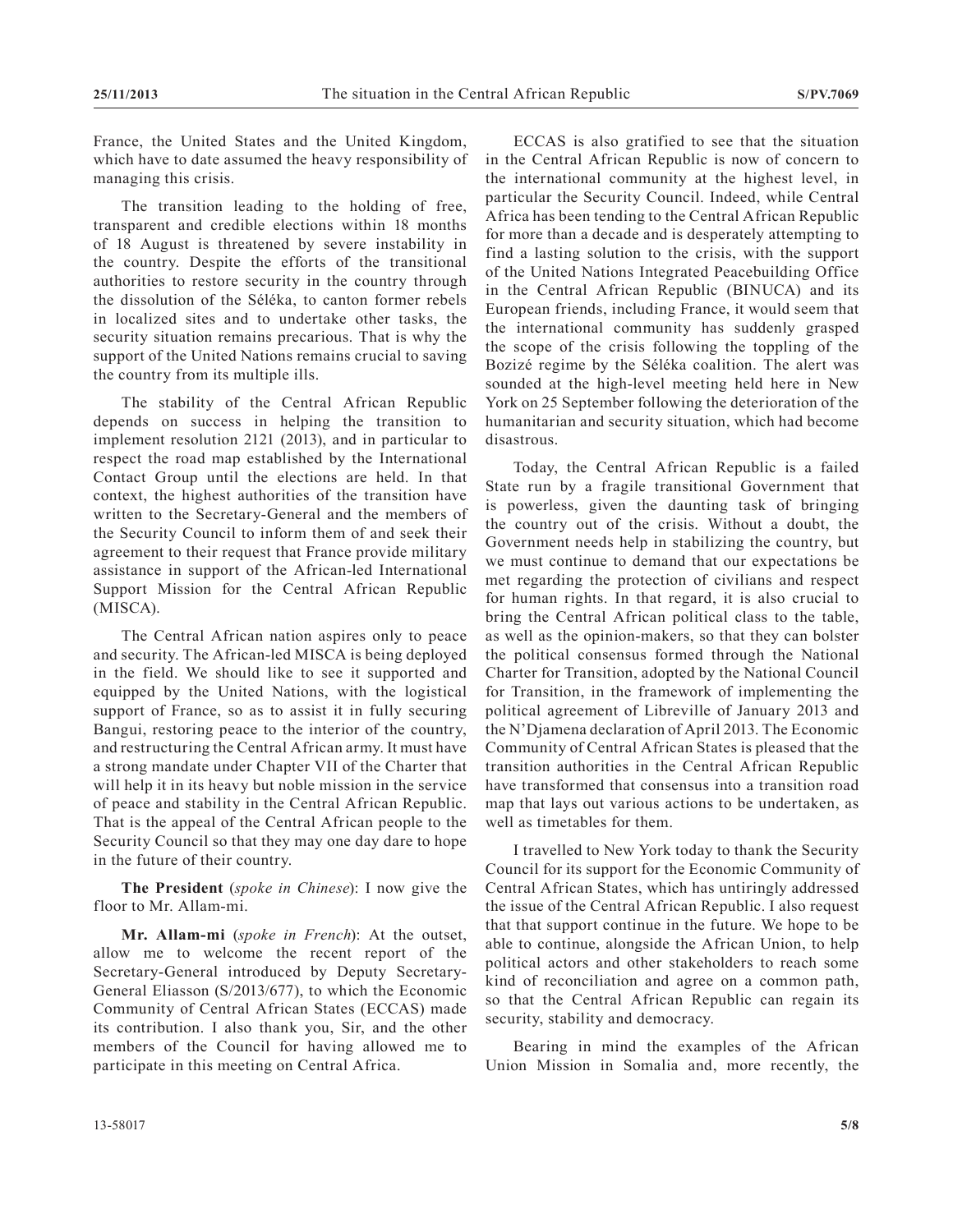France, the United States and the United Kingdom, which have to date assumed the heavy responsibility of managing this crisis.

The transition leading to the holding of free, transparent and credible elections within 18 months of 18 August is threatened by severe instability in the country. Despite the efforts of the transitional authorities to restore security in the country through the dissolution of the Séléka, to canton former rebels in localized sites and to undertake other tasks, the security situation remains precarious. That is why the support of the United Nations remains crucial to saving the country from its multiple ills.

The stability of the Central African Republic depends on success in helping the transition to implement resolution 2121 (2013), and in particular to respect the road map established by the International Contact Group until the elections are held. In that context, the highest authorities of the transition have written to the Secretary-General and the members of the Security Council to inform them of and seek their agreement to their request that France provide military assistance in support of the African-led International Support Mission for the Central African Republic (MISCA).

The Central African nation aspires only to peace and security. The African-led MISCA is being deployed in the field. We should like to see it supported and equipped by the United Nations, with the logistical support of France, so as to assist it in fully securing Bangui, restoring peace to the interior of the country, and restructuring the Central African army. It must have a strong mandate under Chapter VII of the Charter that will help it in its heavy but noble mission in the service of peace and stability in the Central African Republic. That is the appeal of the Central African people to the Security Council so that they may one day dare to hope in the future of their country.

**The President** (*spoke in Chinese*): I now give the floor to Mr. Allam-mi.

**Mr. Allam-mi** (*spoke in French*): At the outset, allow me to welcome the recent report of the Secretary-General introduced by Deputy Secretary-General Eliasson (S/2013/677), to which the Economic Community of Central African States (ECCAS) made its contribution. I also thank you, Sir, and the other members of the Council for having allowed me to participate in this meeting on Central Africa.

ECCAS is also gratified to see that the situation in the Central African Republic is now of concern to the international community at the highest level, in particular the Security Council. Indeed, while Central Africa has been tending to the Central African Republic for more than a decade and is desperately attempting to find a lasting solution to the crisis, with the support of the United Nations Integrated Peacebuilding Office in the Central African Republic (BINUCA) and its European friends, including France, it would seem that the international community has suddenly grasped the scope of the crisis following the toppling of the Bozizé regime by the Séléka coalition. The alert was sounded at the high-level meeting held here in New York on 25 September following the deterioration of the humanitarian and security situation, which had become disastrous.

Today, the Central African Republic is a failed State run by a fragile transitional Government that is powerless, given the daunting task of bringing the country out of the crisis. Without a doubt, the Government needs help in stabilizing the country, but we must continue to demand that our expectations be met regarding the protection of civilians and respect for human rights. In that regard, it is also crucial to bring the Central African political class to the table, as well as the opinion-makers, so that they can bolster the political consensus formed through the National Charter for Transition, adopted by the National Council for Transition, in the framework of implementing the political agreement of Libreville of January 2013 and the N'Djamena declaration of April 2013. The Economic Community of Central African States is pleased that the transition authorities in the Central African Republic have transformed that consensus into a transition road map that lays out various actions to be undertaken, as well as timetables for them.

I travelled to New York today to thank the Security Council for its support for the Economic Community of Central African States, which has untiringly addressed the issue of the Central African Republic. I also request that that support continue in the future. We hope to be able to continue, alongside the African Union, to help political actors and other stakeholders to reach some kind of reconciliation and agree on a common path, so that the Central African Republic can regain its security, stability and democracy.

Bearing in mind the examples of the African Union Mission in Somalia and, more recently, the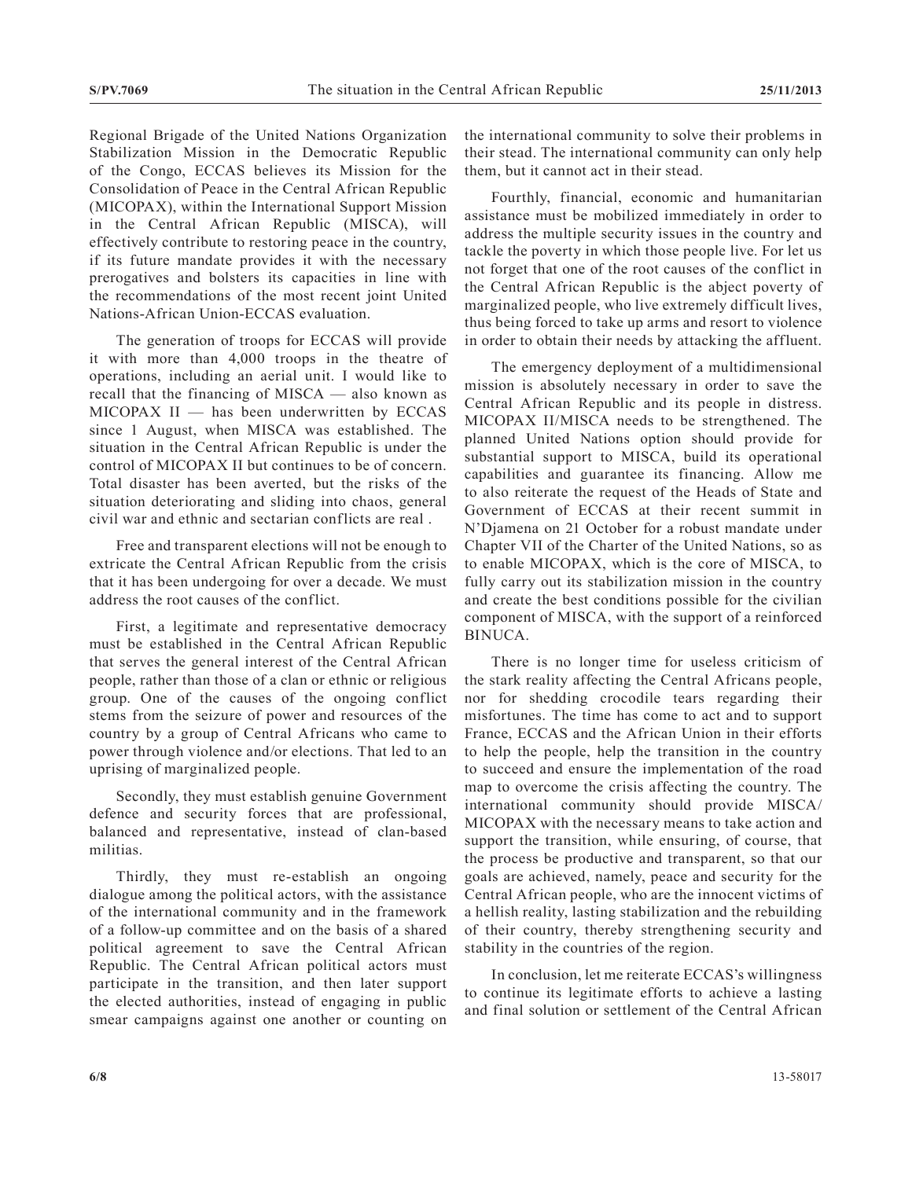Regional Brigade of the United Nations Organization Stabilization Mission in the Democratic Republic of the Congo, ECCAS believes its Mission for the Consolidation of Peace in the Central African Republic (MICOPAX), within the International Support Mission in the Central African Republic (MISCA), will effectively contribute to restoring peace in the country, if its future mandate provides it with the necessary prerogatives and bolsters its capacities in line with the recommendations of the most recent joint United Nations-African Union-ECCAS evaluation.

The generation of troops for ECCAS will provide it with more than 4,000 troops in the theatre of operations, including an aerial unit. I would like to recall that the financing of MISCA — also known as MICOPAX II — has been underwritten by ECCAS since 1 August, when MISCA was established. The situation in the Central African Republic is under the control of MICOPAX II but continues to be of concern. Total disaster has been averted, but the risks of the situation deteriorating and sliding into chaos, general civil war and ethnic and sectarian conflicts are real .

Free and transparent elections will not be enough to extricate the Central African Republic from the crisis that it has been undergoing for over a decade. We must address the root causes of the conflict.

First, a legitimate and representative democracy must be established in the Central African Republic that serves the general interest of the Central African people, rather than those of a clan or ethnic or religious group. One of the causes of the ongoing conflict stems from the seizure of power and resources of the country by a group of Central Africans who came to power through violence and/or elections. That led to an uprising of marginalized people.

Secondly, they must establish genuine Government defence and security forces that are professional, balanced and representative, instead of clan-based militias.

Thirdly, they must re-establish an ongoing dialogue among the political actors, with the assistance of the international community and in the framework of a follow-up committee and on the basis of a shared political agreement to save the Central African Republic. The Central African political actors must participate in the transition, and then later support the elected authorities, instead of engaging in public smear campaigns against one another or counting on the international community to solve their problems in their stead. The international community can only help them, but it cannot act in their stead.

Fourthly, financial, economic and humanitarian assistance must be mobilized immediately in order to address the multiple security issues in the country and tackle the poverty in which those people live. For let us not forget that one of the root causes of the conflict in the Central African Republic is the abject poverty of marginalized people, who live extremely difficult lives, thus being forced to take up arms and resort to violence in order to obtain their needs by attacking the affluent.

The emergency deployment of a multidimensional mission is absolutely necessary in order to save the Central African Republic and its people in distress. MICOPAX II/MISCA needs to be strengthened. The planned United Nations option should provide for substantial support to MISCA, build its operational capabilities and guarantee its financing. Allow me to also reiterate the request of the Heads of State and Government of ECCAS at their recent summit in N'Djamena on 21 October for a robust mandate under Chapter VII of the Charter of the United Nations, so as to enable MICOPAX, which is the core of MISCA, to fully carry out its stabilization mission in the country and create the best conditions possible for the civilian component of MISCA, with the support of a reinforced BINUCA.

There is no longer time for useless criticism of the stark reality affecting the Central Africans people, nor for shedding crocodile tears regarding their misfortunes. The time has come to act and to support France, ECCAS and the African Union in their efforts to help the people, help the transition in the country to succeed and ensure the implementation of the road map to overcome the crisis affecting the country. The international community should provide MISCA/MICOPAX with the necessary means to take action and support the transition, while ensuring, of course, that the process be productive and transparent, so that our goals are achieved, namely, peace and security for the Central African people, who are the innocent victims of a hellish reality, lasting stabilization and the rebuilding of their country, thereby strengthening security and stability in the countries of the region.

In conclusion, let me reiterate ECCAS's willingness to continue its legitimate efforts to achieve a lasting and final solution or settlement of the Central African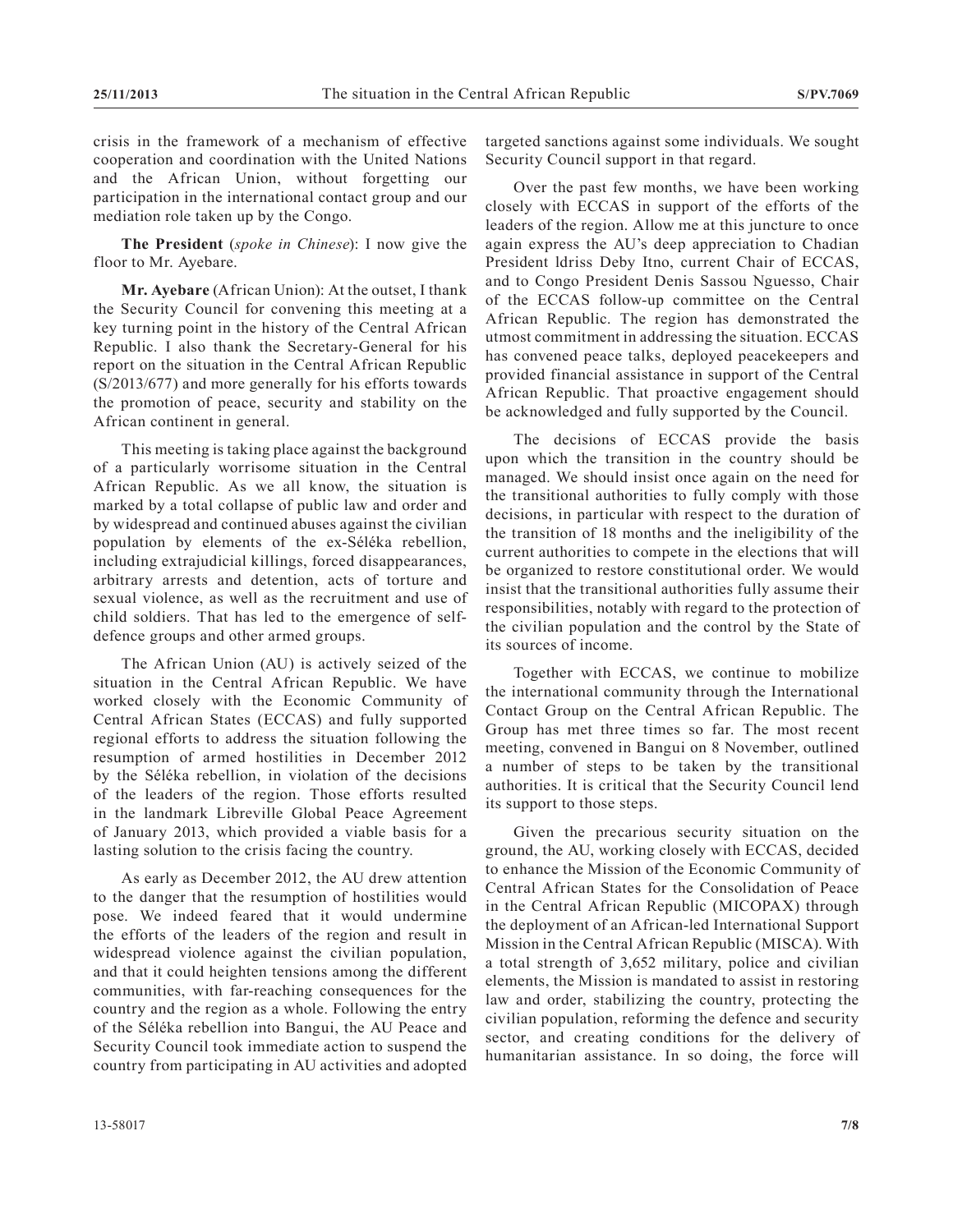crisis in the framework of a mechanism of effective cooperation and coordination with the United Nations and the African Union, without forgetting our participation in the international contact group and our mediation role taken up by the Congo.

**The President** (*spoke in Chinese*): I now give the floor to Mr. Ayebare.

**Mr. Ayebare** (African Union): At the outset, I thank the Security Council for convening this meeting at a key turning point in the history of the Central African Republic. I also thank the Secretary-General for his report on the situation in the Central African Republic (S/2013/677) and more generally for his efforts towards the promotion of peace, security and stability on the African continent in general.

This meeting is taking place against the background of a particularly worrisome situation in the Central African Republic. As we all know, the situation is marked by a total collapse of public law and order and by widespread and continued abuses against the civilian population by elements of the ex-Séléka rebellion, including extrajudicial killings, forced disappearances, arbitrary arrests and detention, acts of torture and sexual violence, as well as the recruitment and use of child soldiers. That has led to the emergence of self-defence groups and other armed groups.

The African Union (AU) is actively seized of the situation in the Central African Republic. We have worked closely with the Economic Community of Central African States (ECCAS) and fully supported regional efforts to address the situation following the resumption of armed hostilities in December 2012 by the Séléka rebellion, in violation of the decisions of the leaders of the region. Those efforts resulted in the landmark Libreville Global Peace Agreement of January 2013, which provided a viable basis for a lasting solution to the crisis facing the country.

As early as December 2012, the AU drew attention to the danger that the resumption of hostilities would pose. We indeed feared that it would undermine the efforts of the leaders of the region and result in widespread violence against the civilian population, and that it could heighten tensions among the different communities, with far-reaching consequences for the country and the region as a whole. Following the entry of the Séléka rebellion into Bangui, the AU Peace and Security Council took immediate action to suspend the country from participating in AU activities and adopted targeted sanctions against some individuals. We sought Security Council support in that regard.

Over the past few months, we have been working closely with ECCAS in support of the efforts of the leaders of the region. Allow me at this juncture to once again express the AU's deep appreciation to Chadian President ldriss Deby Itno, current Chair of ECCAS, and to Congo President Denis Sassou Nguesso, Chair of the ECCAS follow-up committee on the Central African Republic. The region has demonstrated the utmost commitment in addressing the situation. ECCAS has convened peace talks, deployed peacekeepers and provided financial assistance in support of the Central African Republic. That proactive engagement should be acknowledged and fully supported by the Council.

The decisions of ECCAS provide the basis upon which the transition in the country should be managed. We should insist once again on the need for the transitional authorities to fully comply with those decisions, in particular with respect to the duration of the transition of 18 months and the ineligibility of the current authorities to compete in the elections that will be organized to restore constitutional order. We would insist that the transitional authorities fully assume their responsibilities, notably with regard to the protection of the civilian population and the control by the State of its sources of income.

Together with ECCAS, we continue to mobilize the international community through the International Contact Group on the Central African Republic. The Group has met three times so far. The most recent meeting, convened in Bangui on 8 November, outlined a number of steps to be taken by the transitional authorities. It is critical that the Security Council lend its support to those steps.

Given the precarious security situation on the ground, the AU, working closely with ECCAS, decided to enhance the Mission of the Economic Community of Central African States for the Consolidation of Peace in the Central African Republic (MICOPAX) through the deployment of an African-led International Support Mission in the Central African Republic (MISCA). With a total strength of 3,652 military, police and civilian elements, the Mission is mandated to assist in restoring law and order, stabilizing the country, protecting the civilian population, reforming the defence and security sector, and creating conditions for the delivery of humanitarian assistance. In so doing, the force will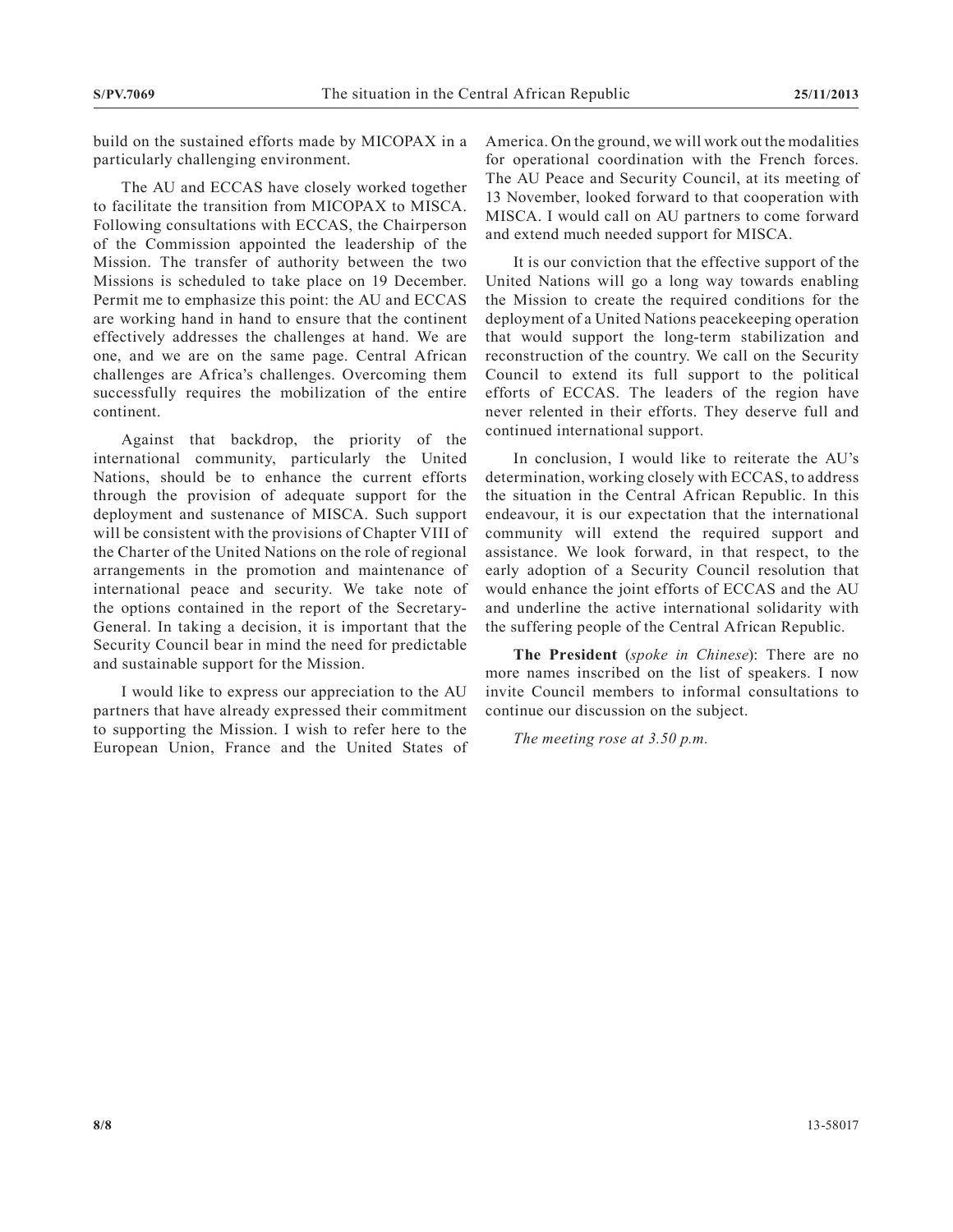build on the sustained efforts made by MICOPAX in a particularly challenging environment.

The AU and ECCAS have closely worked together to facilitate the transition from MICOPAX to MISCA. Following consultations with ECCAS, the Chairperson of the Commission appointed the leadership of the Mission. The transfer of authority between the two Missions is scheduled to take place on 19 December. Permit me to emphasize this point: the AU and ECCAS are working hand in hand to ensure that the continent effectively addresses the challenges at hand. We are one, and we are on the same page. Central African challenges are Africa's challenges. Overcoming them successfully requires the mobilization of the entire continent.

Against that backdrop, the priority of the international community, particularly the United Nations, should be to enhance the current efforts through the provision of adequate support for the deployment and sustenance of MISCA. Such support will be consistent with the provisions of Chapter VIII of the Charter of the United Nations on the role of regional arrangements in the promotion and maintenance of international peace and security. We take note of the options contained in the report of the Secretary-General. In taking a decision, it is important that the Security Council bear in mind the need for predictable and sustainable support for the Mission.

I would like to express our appreciation to the AU partners that have already expressed their commitment to supporting the Mission. I wish to refer here to the European Union, France and the United States of America. On the ground, we will work out the modalities for operational coordination with the French forces. The AU Peace and Security Council, at its meeting of 13 November, looked forward to that cooperation with MISCA. I would call on AU partners to come forward and extend much needed support for MISCA.

It is our conviction that the effective support of the United Nations will go a long way towards enabling the Mission to create the required conditions for the deployment of a United Nations peacekeeping operation that would support the long-term stabilization and reconstruction of the country. We call on the Security Council to extend its full support to the political efforts of ECCAS. The leaders of the region have never relented in their efforts. They deserve full and continued international support.

In conclusion, I would like to reiterate the AU's determination, working closely with ECCAS, to address the situation in the Central African Republic. In this endeavour, it is our expectation that the international community will extend the required support and assistance. We look forward, in that respect, to the early adoption of a Security Council resolution that would enhance the joint efforts of ECCAS and the AU and underline the active international solidarity with the suffering people of the Central African Republic.

**The President** (*spoke in Chinese*): There are no more names inscribed on the list of speakers. I now invite Council members to informal consultations to continue our discussion on the subject.

*The meeting rose at 3.50 p.m.*